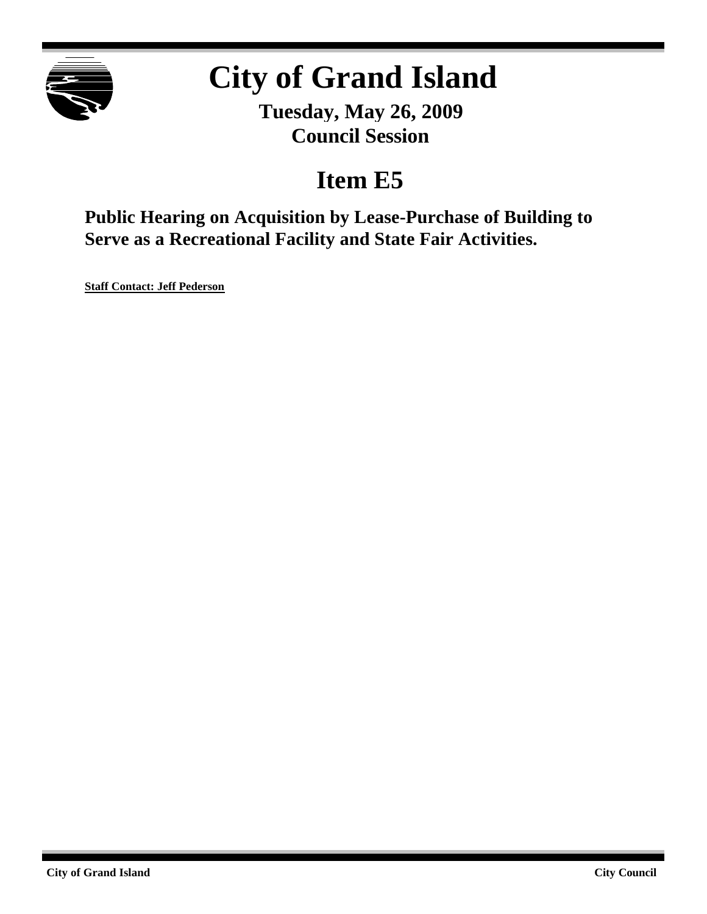# City of Grand Island

**Tuesday, May 26, 2009**
**Council Session**

## Item E5

**Public Hearing on Acquisition by Lease-Purchase of Building to Serve as a Recreational Facility and State Fair Activities.**

**Staff Contact: Jeff Pederson**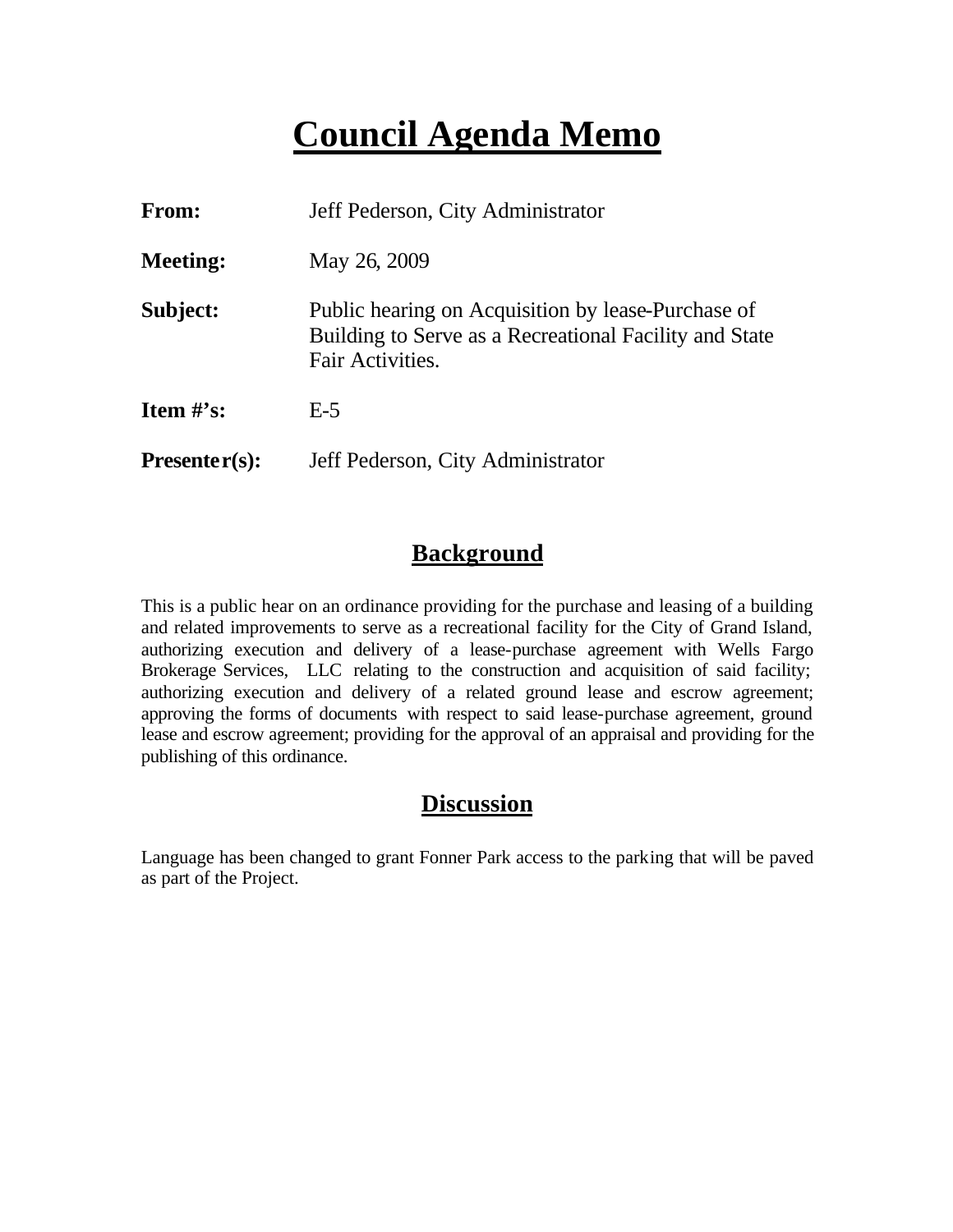# Council Agenda Memo

**From:** Jeff Pederson, City Administrator

**Meeting:** May 26, 2009

**Subject:** Public hearing on Acquisition by lease-Purchase of Building to Serve as a Recreational Facility and State Fair Activities.

**Item #'s:** E-5

**Presenter(s):** Jeff Pederson, City Administrator

## Background

This is a public hear on an ordinance providing for the purchase and leasing of a building and related improvements to serve as a recreational facility for the City of Grand Island, authorizing execution and delivery of a lease-purchase agreement with Wells Fargo Brokerage Services, LLC relating to the construction and acquisition of said facility; authorizing execution and delivery of a related ground lease and escrow agreement; approving the forms of documents with respect to said lease-purchase agreement, ground lease and escrow agreement; providing for the approval of an appraisal and providing for the publishing of this ordinance.

## Discussion

Language has been changed to grant Fonner Park access to the parking that will be paved as part of the Project.